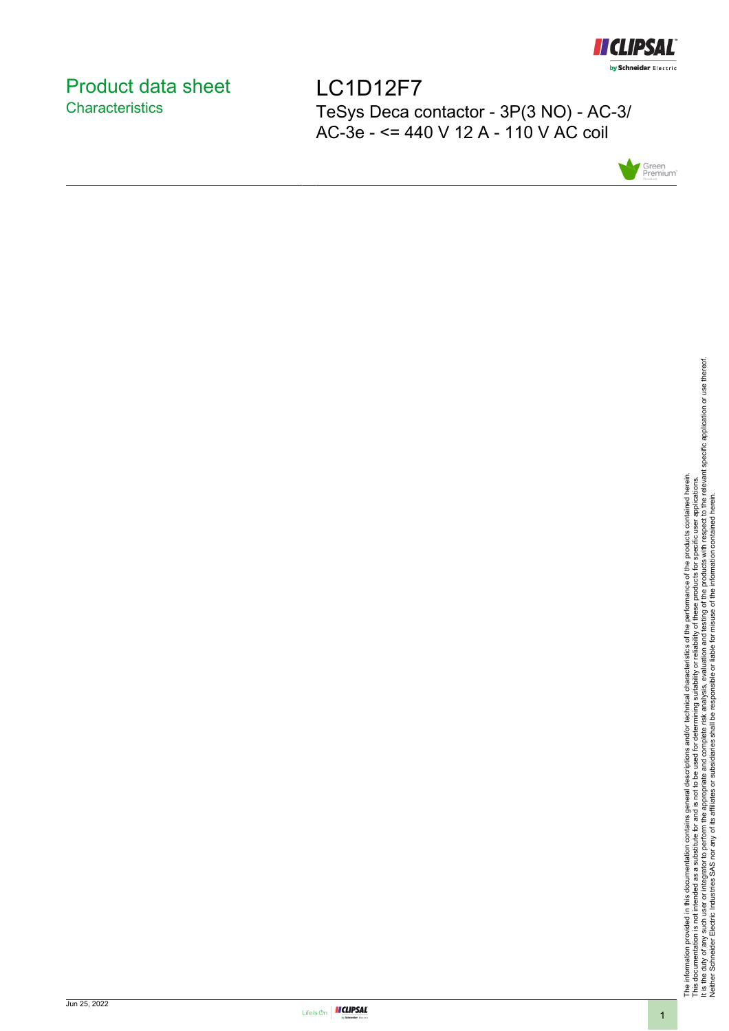# Product data sheet
## Characteristics

# LC1D12F7

TeSys Deca contactor - 3P(3 NO) - AC-3/ AC-3e - <= 440 V 12 A - 110 V AC coil

The information provided in this documentation contains general descriptions and/or technical characteristics of the performance of the products contained herein.
This documentation is not intended as a substitute for and is not to be used for determining suitability or reliability of these products for specific user applications.
It is the duty of any such user or integrator to perform the appropriate and complete risk analysis, evaluation and testing of the products with respect to the relevant specific application or use thereof.
Neither Schneider Electric Industries SAS nor any of its affiliates or subsidiaries shall be responsible or liable for misuse of the information contained herein.

Jun 25, 2022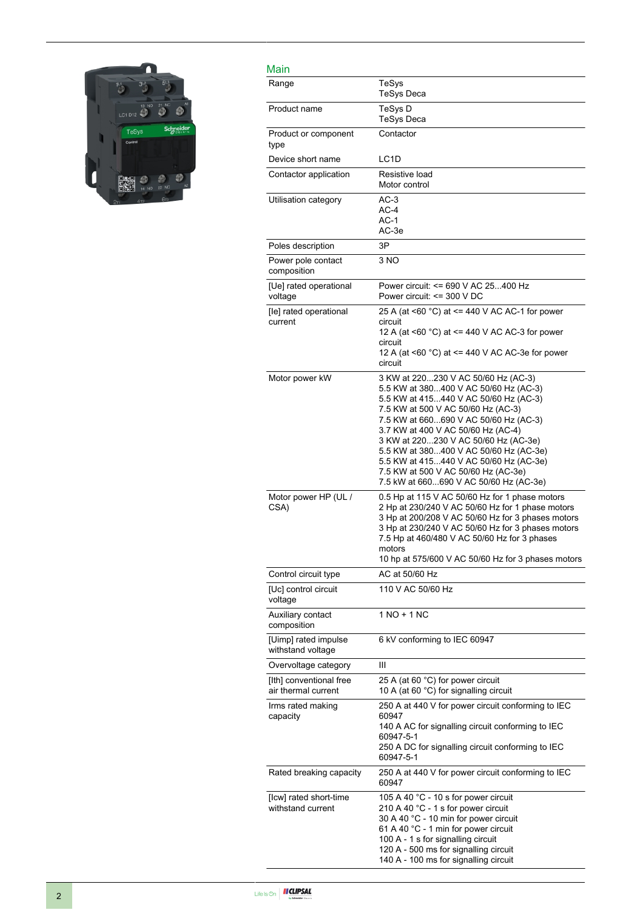## Main

| | |
|---|---|
| Range | TeSys<br>TeSys Deca |
| Product name | TeSys D<br>TeSys Deca |
| Product or component type | Contactor |
| Device short name | LC1D |
| Contactor application | Resistive load<br>Motor control |
| Utilisation category | AC-3<br>AC-4<br>AC-1<br>AC-3e |
| Poles description | 3P |
| Power pole contact composition | 3 NO |
| [Ue] rated operational voltage | Power circuit: <= 690 V AC 25...400 Hz<br>Power circuit: <= 300 V DC |
| [Ie] rated operational current | 25 A (at <60 °C) at <= 440 V AC AC-1 for power circuit<br>12 A (at <60 °C) at <= 440 V AC AC-3 for power circuit<br>12 A (at <60 °C) at <= 440 V AC AC-3e for power circuit |
| Motor power kW | 3 KW at 220...230 V AC 50/60 Hz (AC-3)<br>5.5 KW at 380...400 V AC 50/60 Hz (AC-3)<br>5.5 KW at 415...440 V AC 50/60 Hz (AC-3)<br>7.5 KW at 500 V AC 50/60 Hz (AC-3)<br>7.5 KW at 660...690 V AC 50/60 Hz (AC-3)<br>3.7 KW at 400 V AC 50/60 Hz (AC-4)<br>3 KW at 220...230 V AC 50/60 Hz (AC-3e)<br>5.5 KW at 380...400 V AC 50/60 Hz (AC-3e)<br>5.5 KW at 415...440 V AC 50/60 Hz (AC-3e)<br>7.5 KW at 500 V AC 50/60 Hz (AC-3e)<br>7.5 kW at 660...690 V AC 50/60 Hz (AC-3e) |
| Motor power HP (UL / CSA) | 0.5 Hp at 115 V AC 50/60 Hz for 1 phase motors<br>2 Hp at 230/240 V AC 50/60 Hz for 1 phase motors<br>3 Hp at 200/208 V AC 50/60 Hz for 3 phases motors<br>3 Hp at 230/240 V AC 50/60 Hz for 3 phases motors<br>7.5 Hp at 460/480 V AC 50/60 Hz for 3 phases motors<br>10 hp at 575/600 V AC 50/60 Hz for 3 phases motors |
| Control circuit type | AC at 50/60 Hz |
| [Uc] control circuit voltage | 110 V AC 50/60 Hz |
| Auxiliary contact composition | 1 NO + 1 NC |
| [Uimp] rated impulse withstand voltage | 6 kV conforming to IEC 60947 |
| Overvoltage category | III |
| [Ith] conventional free air thermal current | 25 A (at 60 °C) for power circuit<br>10 A (at 60 °C) for signalling circuit |
| Irms rated making capacity | 250 A at 440 V for power circuit conforming to IEC 60947<br>140 A AC for signalling circuit conforming to IEC 60947-5-1<br>250 A DC for signalling circuit conforming to IEC 60947-5-1 |
| Rated breaking capacity | 250 A at 440 V for power circuit conforming to IEC 60947 |
| [Icw] rated short-time withstand current | 105 A 40 °C - 10 s for power circuit<br>210 A 40 °C - 1 s for power circuit<br>30 A 40 °C - 10 min for power circuit<br>61 A 40 °C - 1 min for power circuit<br>100 A - 1 s for signalling circuit<br>120 A - 500 ms for signalling circuit<br>140 A - 100 ms for signalling circuit |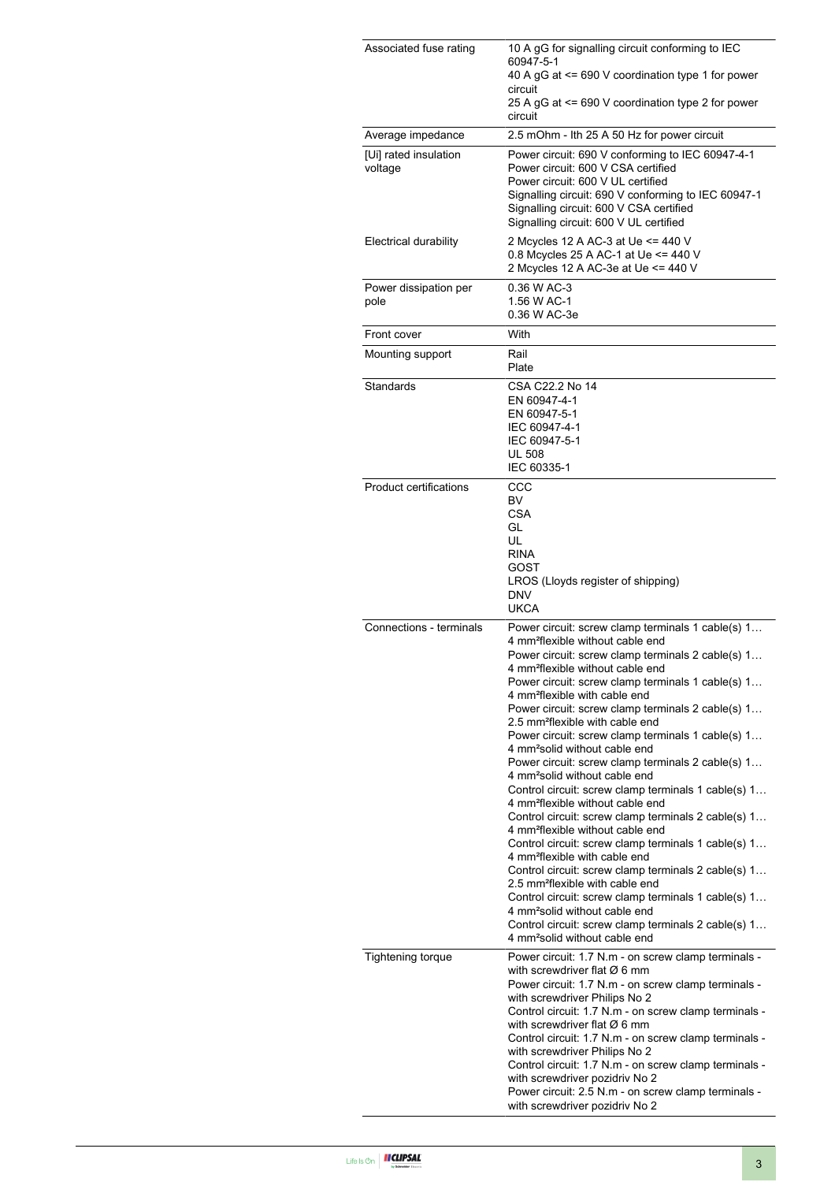| | |
|---|---|
| Associated fuse rating | 10 A gG for signalling circuit conforming to IEC 60947-5-1<br>40 A gG at <= 690 V coordination type 1 for power circuit<br>25 A gG at <= 690 V coordination type 2 for power circuit |
| Average impedance | 2.5 mOhm - Ith 25 A 50 Hz for power circuit |
| [Ui] rated insulation voltage | Power circuit: 690 V conforming to IEC 60947-4-1<br>Power circuit: 600 V CSA certified<br>Power circuit: 600 V UL certified<br>Signalling circuit: 690 V conforming to IEC 60947-1<br>Signalling circuit: 600 V CSA certified<br>Signalling circuit: 600 V UL certified |
| Electrical durability | 2 Mcycles 12 A AC-3 at Ue <= 440 V<br>0.8 Mcycles 25 A AC-1 at Ue <= 440 V<br>2 Mcycles 12 A AC-3e at Ue <= 440 V |
| Power dissipation per pole | 0.36 W AC-3<br>1.56 W AC-1<br>0.36 W AC-3e |
| Front cover | With |
| Mounting support | Rail<br>Plate |
| Standards | CSA C22.2 No 14<br>EN 60947-4-1<br>EN 60947-5-1<br>IEC 60947-4-1<br>IEC 60947-5-1<br>UL 508<br>IEC 60335-1 |
| Product certifications | CCC<br>BV<br>CSA<br>GL<br>UL<br>RINA<br>GOST<br>LROS (Lloyds register of shipping)<br>DNV<br>UKCA |
| Connections - terminals | Power circuit: screw clamp terminals 1 cable(s) 1…4 mm²flexible without cable end<br>Power circuit: screw clamp terminals 2 cable(s) 1…4 mm²flexible without cable end<br>Power circuit: screw clamp terminals 1 cable(s) 1…4 mm²flexible with cable end<br>Power circuit: screw clamp terminals 2 cable(s) 1…2.5 mm²flexible with cable end<br>Power circuit: screw clamp terminals 1 cable(s) 1…4 mm²solid without cable end<br>Power circuit: screw clamp terminals 2 cable(s) 1…4 mm²solid without cable end<br>Control circuit: screw clamp terminals 1 cable(s) 1…4 mm²flexible without cable end<br>Control circuit: screw clamp terminals 2 cable(s) 1…4 mm²flexible without cable end<br>Control circuit: screw clamp terminals 1 cable(s) 1…4 mm²flexible with cable end<br>Control circuit: screw clamp terminals 2 cable(s) 1…2.5 mm²flexible with cable end<br>Control circuit: screw clamp terminals 1 cable(s) 1…4 mm²solid without cable end<br>Control circuit: screw clamp terminals 2 cable(s) 1…4 mm²solid without cable end |
| Tightening torque | Power circuit: 1.7 N.m - on screw clamp terminals - with screwdriver flat Ø 6 mm<br>Power circuit: 1.7 N.m - on screw clamp terminals - with screwdriver Philips No 2<br>Control circuit: 1.7 N.m - on screw clamp terminals - with screwdriver flat Ø 6 mm<br>Control circuit: 1.7 N.m - on screw clamp terminals - with screwdriver Philips No 2<br>Control circuit: 1.7 N.m - on screw clamp terminals - with screwdriver pozidriv No 2<br>Power circuit: 2.5 N.m - on screw clamp terminals - with screwdriver pozidriv No 2 |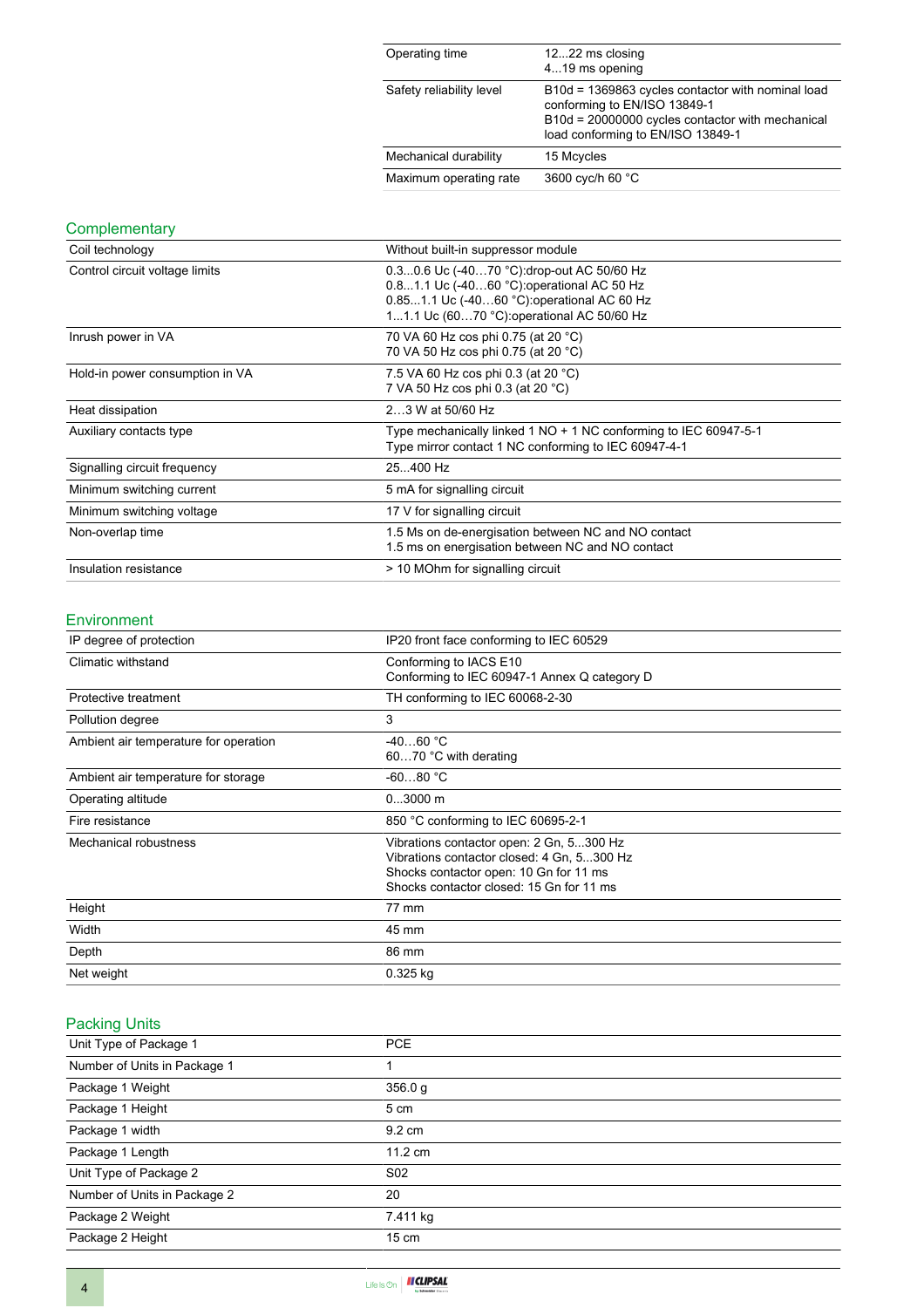| | |
|---|---|
| Operating time | 12...22 ms closing<br>4...19 ms opening |
| Safety reliability level | B10d = 1369863 cycles contactor with nominal load conforming to EN/ISO 13849-1<br>B10d = 20000000 cycles contactor with mechanical load conforming to EN/ISO 13849-1 |
| Mechanical durability | 15 Mcycles |
| Maximum operating rate | 3600 cyc/h 60 °C |

## Complementary

| | |
|---|---|
| Coil technology | Without built-in suppressor module |
| Control circuit voltage limits | 0.3...0.6 Uc (-40…70 °C):drop-out AC 50/60 Hz<br>0.8...1.1 Uc (-40…60 °C):operational AC 50 Hz<br>0.85...1.1 Uc (-40…60 °C):operational AC 60 Hz<br>1...1.1 Uc (60…70 °C):operational AC 50/60 Hz |
| Inrush power in VA | 70 VA 60 Hz cos phi 0.75 (at 20 °C)<br>70 VA 50 Hz cos phi 0.75 (at 20 °C) |
| Hold-in power consumption in VA | 7.5 VA 60 Hz cos phi 0.3 (at 20 °C)<br>7 VA 50 Hz cos phi 0.3 (at 20 °C) |
| Heat dissipation | 2…3 W at 50/60 Hz |
| Auxiliary contacts type | Type mechanically linked 1 NO + 1 NC conforming to IEC 60947-5-1<br>Type mirror contact 1 NC conforming to IEC 60947-4-1 |
| Signalling circuit frequency | 25...400 Hz |
| Minimum switching current | 5 mA for signalling circuit |
| Minimum switching voltage | 17 V for signalling circuit |
| Non-overlap time | 1.5 Ms on de-energisation between NC and NO contact<br>1.5 ms on energisation between NC and NO contact |
| Insulation resistance | > 10 MOhm for signalling circuit |

## Environment

| | |
|---|---|
| IP degree of protection | IP20 front face conforming to IEC 60529 |
| Climatic withstand | Conforming to IACS E10<br>Conforming to IEC 60947-1 Annex Q category D |
| Protective treatment | TH conforming to IEC 60068-2-30 |
| Pollution degree | 3 |
| Ambient air temperature for operation | -40…60 °C<br>60…70 °C with derating |
| Ambient air temperature for storage | -60...80 °C |
| Operating altitude | 0...3000 m |
| Fire resistance | 850 °C conforming to IEC 60695-2-1 |
| Mechanical robustness | Vibrations contactor open: 2 Gn, 5...300 Hz<br>Vibrations contactor closed: 4 Gn, 5...300 Hz<br>Shocks contactor open: 10 Gn for 11 ms<br>Shocks contactor closed: 15 Gn for 11 ms |
| Height | 77 mm |
| Width | 45 mm |
| Depth | 86 mm |
| Net weight | 0.325 kg |

## Packing Units

| | |
|---|---|
| Unit Type of Package 1 | PCE |
| Number of Units in Package 1 | 1 |
| Package 1 Weight | 356.0 g |
| Package 1 Height | 5 cm |
| Package 1 width | 9.2 cm |
| Package 1 Length | 11.2 cm |
| Unit Type of Package 2 | S02 |
| Number of Units in Package 2 | 20 |
| Package 2 Weight | 7.411 kg |
| Package 2 Height | 15 cm |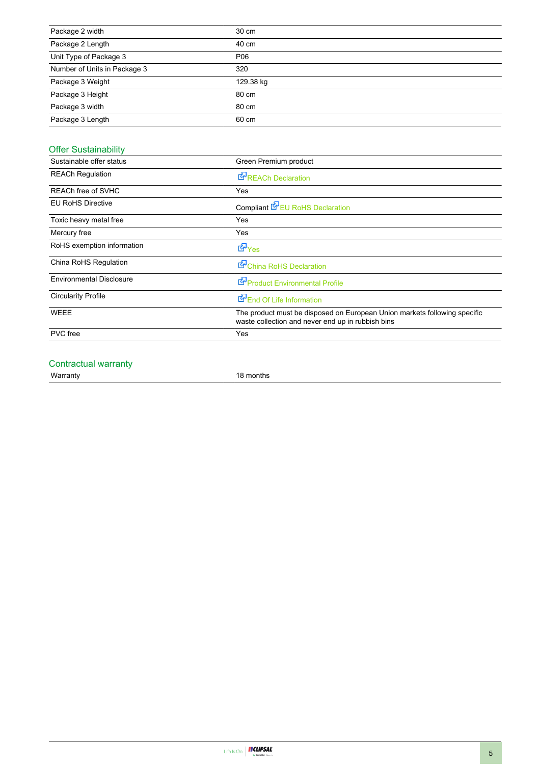| | |
|---|---|
| Package 2 width | 30 cm |
| Package 2 Length | 40 cm |
| Unit Type of Package 3 | P06 |
| Number of Units in Package 3 | 320 |
| Package 3 Weight | 129.38 kg |
| Package 3 Height | 80 cm |
| Package 3 width | 80 cm |
| Package 3 Length | 60 cm |

## Offer Sustainability

| | |
|---|---|
| Sustainable offer status | Green Premium product |
| REACh Regulation | REACh Declaration |
| REACh free of SVHC | Yes |
| EU RoHS Directive | Compliant EU RoHS Declaration |
| Toxic heavy metal free | Yes |
| Mercury free | Yes |
| RoHS exemption information | Yes |
| China RoHS Regulation | China RoHS Declaration |
| Environmental Disclosure | Product Environmental Profile |
| Circularity Profile | End Of Life Information |
| WEEE | The product must be disposed on European Union markets following specific waste collection and never end up in rubbish bins |
| PVC free | Yes |

## Contractual warranty

| | |
|---|---|
| Warranty | 18 months |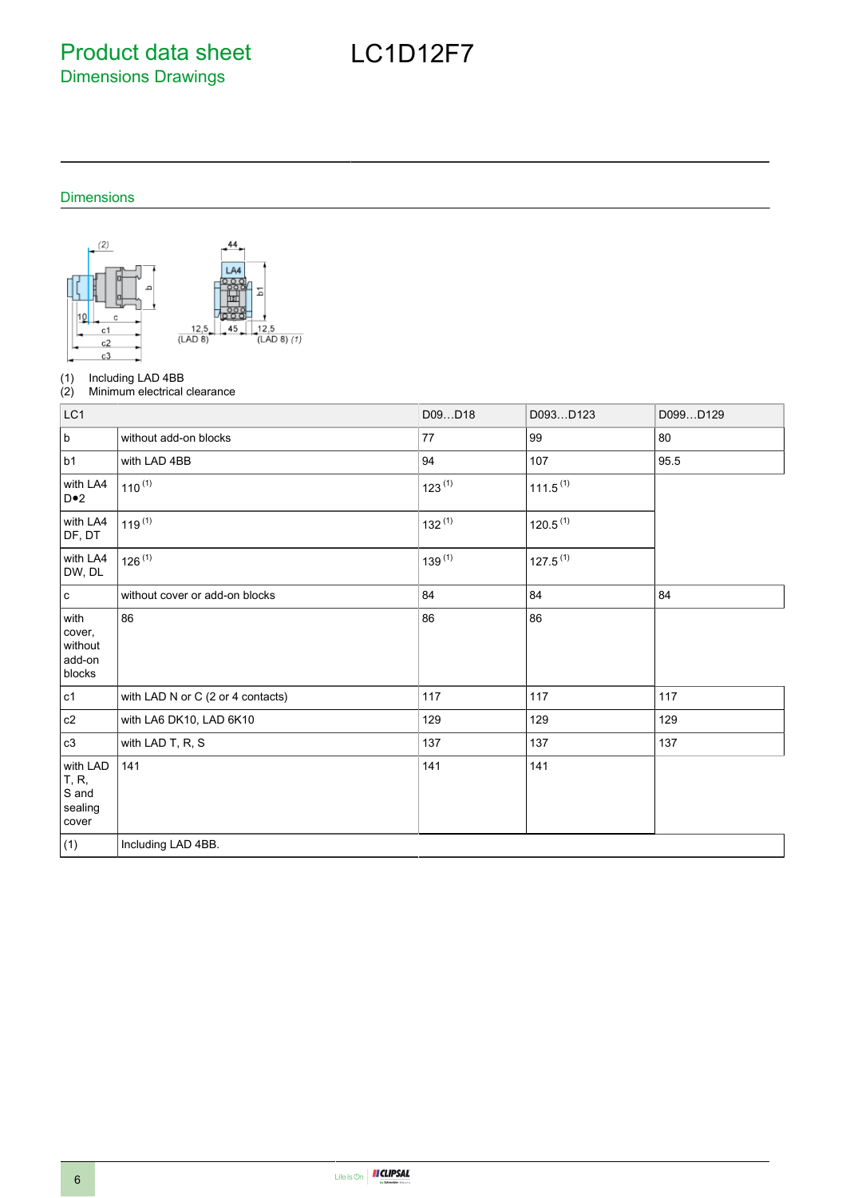# Product data sheet
## Dimensions Drawings

# LC1D12F7

## Dimensions

(1) Including LAD 4BB
(2) Minimum electrical clearance

| LC1 | | D09…D18 | D093…D123 | D099…D129 |
|---|---|---|---|---|
| b | without add-on blocks | 77 | 99 | 80 |
| b1 | with LAD 4BB | 94 | 107 | 95.5 |
| with LA4 D•2 | 110 (1) | 123 (1) | 111.5 (1) | |
| with LA4 DF, DT | 119 (1) | 132 (1) | 120.5 (1) | |
| with LA4 DW, DL | 126 (1) | 139 (1) | 127.5 (1) | |
| c | without cover or add-on blocks | 84 | 84 | 84 |
| with cover, without add-on blocks | 86 | 86 | 86 | |
| c1 | with LAD N or C (2 or 4 contacts) | 117 | 117 | 117 |
| c2 | with LA6 DK10, LAD 6K10 | 129 | 129 | 129 |
| c3 | with LAD T, R, S | 137 | 137 | 137 |
| with LAD T, R, S and sealing cover | 141 | 141 | 141 | |
| (1) | Including LAD 4BB. | | | |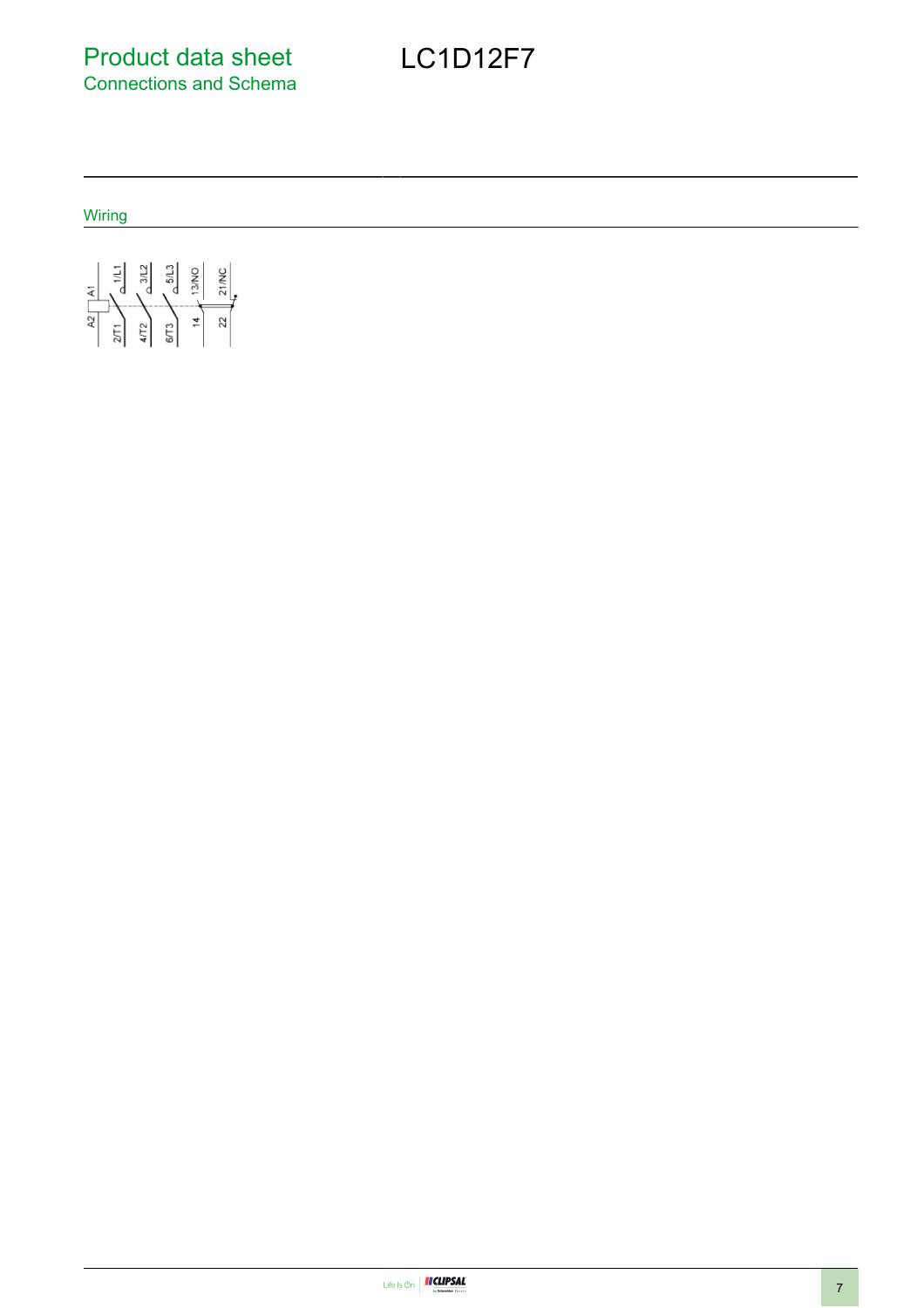Product data sheet
Connections and Schema

# LC1D12F7

## Wiring

A1
A2
1/L1
2/T1
3/L2
4/T2
5/L3
6/T3
13/NO
14
21/NC
22